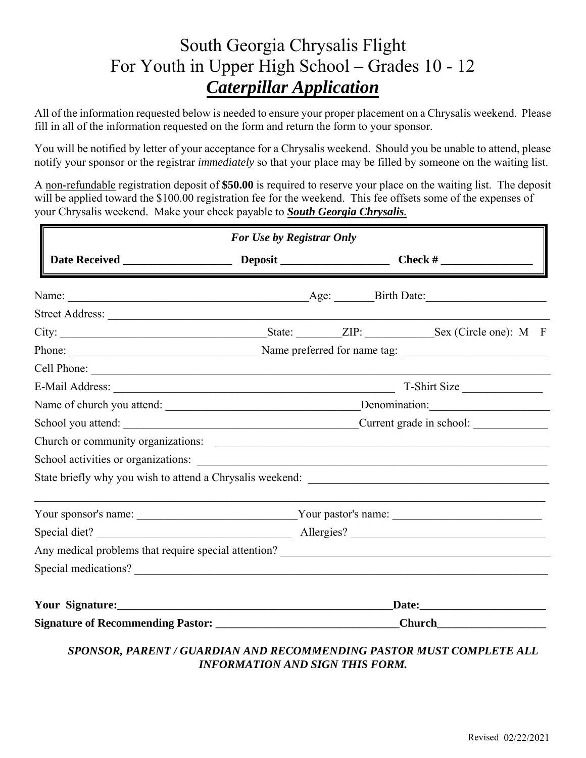# South Georgia Chrysalis Flight
# For Youth in Upper High School – Grades 10 - 12
# ***Caterpillar Application***

All of the information requested below is needed to ensure your proper placement on a Chrysalis weekend. Please fill in all of the information requested on the form and return the form to your sponsor.

You will be notified by letter of your acceptance for a Chrysalis weekend. Should you be unable to attend, please notify your sponsor or the registrar ***immediately*** so that your place may be filled by someone on the waiting list.

A non-refundable registration deposit of **$50.00** is required to reserve your place on the waiting list. The deposit will be applied toward the $100.00 registration fee for the weekend. This fee offsets some of the expenses of your Chrysalis weekend. Make your check payable to ***South Georgia Chrysalis***.

| *For Use by Registrar Only* | | |
|---|---|---|
| **Date Received** ___________________ | **Deposit** ___________________ | **Check #** ________________ |

Name: __________________________________________ Age: _______ Birth Date: _____________________

Street Address: ______________________________________________________________________________

City: ____________________________________ State: ________ ZIP: ____________ Sex (Circle one): M F

Phone: _________________________________ Name preferred for name tag: _________________________

Cell Phone: __________________________________________________________________________________

E-Mail Address: ____________________________________________________ T-Shirt Size ______________

Name of church you attend: __________________________________ Denomination: _____________________

School you attend: ________________________________________ Current grade in school: _____________

Church or community organizations: ___________________________________________________________

School activities or organizations: ____________________________________________________________

State briefly why you wish to attend a Chrysalis weekend: __________________________________________

_____________________________________________________________________________________________

Your sponsor's name: ____________________________ Your pastor's name: __________________________

Special diet? __________________________________ Allergies? __________________________________

Any medical problems that require special attention? _______________________________________________

Special medications? _________________________________________________________________________

**Your Signature:**__________________________________________________**Date:**______________________

**Signature of Recommending Pastor:** ________________________________**Church**___________________

***SPONSOR, PARENT / GUARDIAN AND RECOMMENDING PASTOR MUST COMPLETE ALL INFORMATION AND SIGN THIS FORM.***

Revised 02/22/2021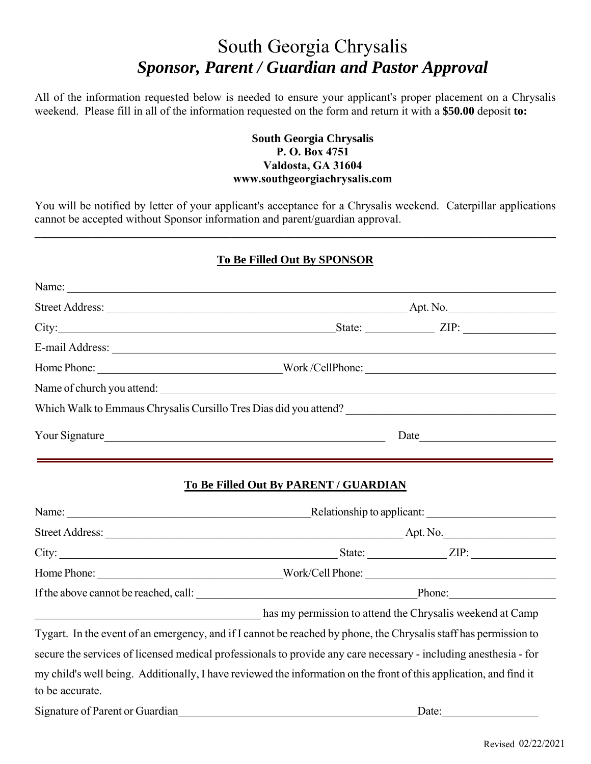# South Georgia Chrysalis

## *Sponsor, Parent / Guardian and Pastor Approval*

All of the information requested below is needed to ensure your applicant's proper placement on a Chrysalis weekend. Please fill in all of the information requested on the form and return it with a **$50.00** deposit **to:**

**South Georgia Chrysalis**
**P. O. Box 4751**
**Valdosta, GA 31604**
**www.southgeorgiachrysalis.com**

You will be notified by letter of your applicant's acceptance for a Chrysalis weekend. Caterpillar applications cannot be accepted without Sponsor information and parent/guardian approval.

---

### **To Be Filled Out By SPONSOR**

Name: ______________________________________________________________

Street Address: ____________________________________ Apt. No. ____________

City: ____________________________________ State: __________ ZIP: ____________

E-mail Address: ______________________________________________________

Home Phone: ________________________ Work /CellPhone: ________________________

Name of church you attend: _____________________________________________

Which Walk to Emmaus Chrysalis Cursillo Tres Dias did you attend? ______________________

Your Signature____________________________________ Date__________________

---

### **To Be Filled Out By PARENT / GUARDIAN**

Name: ________________________________ Relationship to applicant: __________________

Street Address: ____________________________________ Apt. No. ____________

City: ____________________________________ State: __________ ZIP: ____________

Home Phone: ________________________ Work/Cell Phone: ________________________

If the above cannot be reached, call: ____________________________ Phone: ______________

______________________________ has my permission to attend the Chrysalis weekend at Camp Tygart. In the event of an emergency, and if I cannot be reached by phone, the Chrysalis staff has permission to secure the services of licensed medical professionals to provide any care necessary - including anesthesia - for my child's well being. Additionally, I have reviewed the information on the front of this application, and find it to be accurate.

Signature of Parent or Guardian________________________________ Date: ______________

Revised 02/22/2021